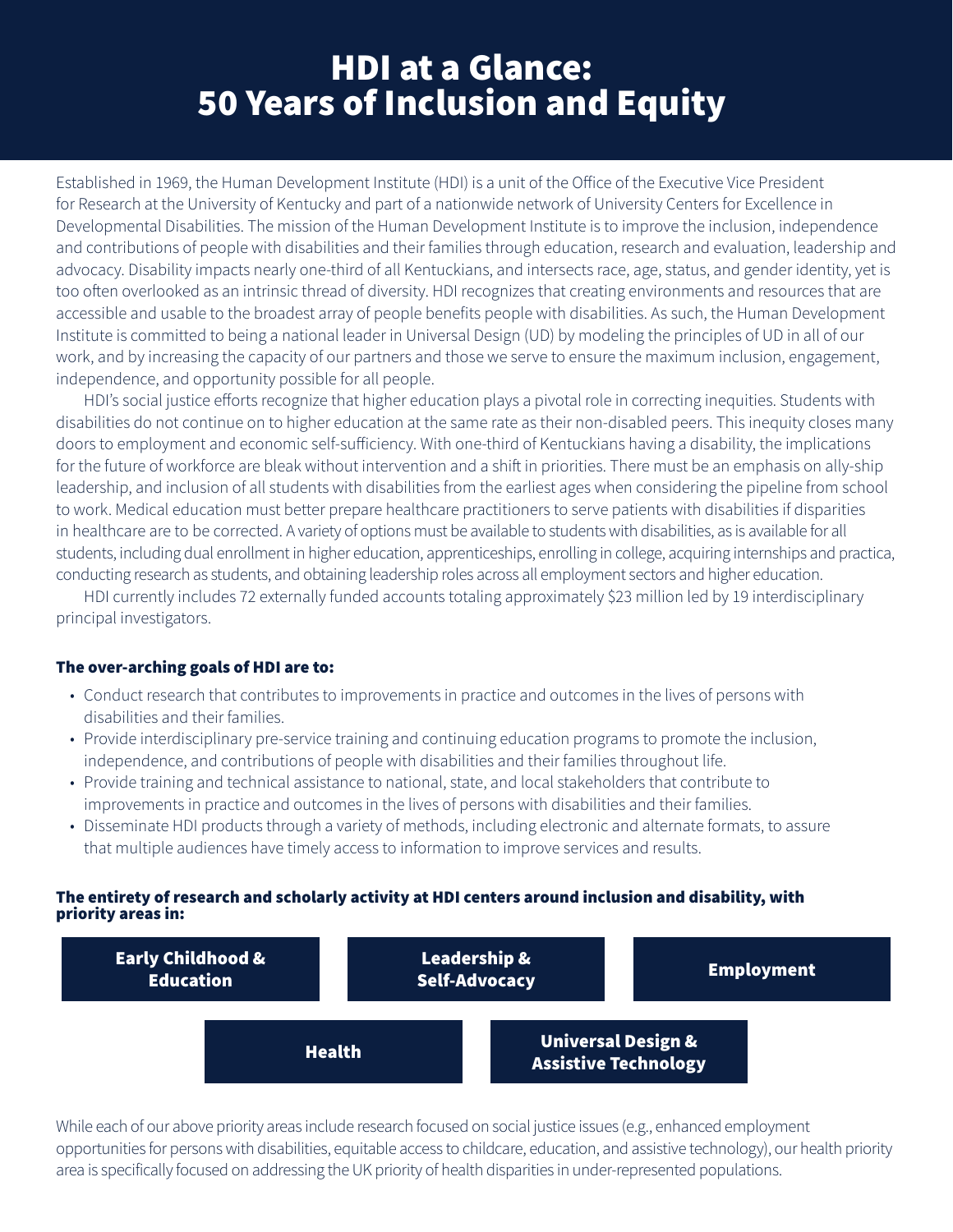# HDI at a Glance: 50 Years of Inclusion and Equity

Established in 1969, the Human Development Institute (HDI) is a unit of the Office of the Executive Vice President for Research at the University of Kentucky and part of a nationwide network of University Centers for Excellence in Developmental Disabilities. The mission of the Human Development Institute is to improve the inclusion, independence and contributions of people with disabilities and their families through education, research and evaluation, leadership and advocacy. Disability impacts nearly one-third of all Kentuckians, and intersects race, age, status, and gender identity, yet is too often overlooked as an intrinsic thread of diversity. HDI recognizes that creating environments and resources that are accessible and usable to the broadest array of people benefits people with disabilities. As such, the Human Development Institute is committed to being a national leader in Universal Design (UD) by modeling the principles of UD in all of our work, and by increasing the capacity of our partners and those we serve to ensure the maximum inclusion, engagement, independence, and opportunity possible for all people.

HDI's social justice efforts recognize that higher education plays a pivotal role in correcting inequities. Students with disabilities do not continue on to higher education at the same rate as their non-disabled peers. This inequity closes many doors to employment and economic self-sufficiency. With one-third of Kentuckians having a disability, the implications for the future of workforce are bleak without intervention and a shift in priorities. There must be an emphasis on ally-ship leadership, and inclusion of all students with disabilities from the earliest ages when considering the pipeline from school to work. Medical education must better prepare healthcare practitioners to serve patients with disabilities if disparities in healthcare are to be corrected. A variety of options must be available to students with disabilities, as is available for all students, including dual enrollment in higher education, apprenticeships, enrolling in college, acquiring internships and practica, conducting research as students, and obtaining leadership roles across all employment sectors and higher education.

HDI currently includes 72 externally funded accounts totaling approximately $23 million led by 19 interdisciplinary principal investigators.

### The over-arching goals of HDI are to:

- Conduct research that contributes to improvements in practice and outcomes in the lives of persons with disabilities and their families.
- Provide interdisciplinary pre-service training and continuing education programs to promote the inclusion, independence, and contributions of people with disabilities and their families throughout life.
- Provide training and technical assistance to national, state, and local stakeholders that contribute to improvements in practice and outcomes in the lives of persons with disabilities and their families.
- Disseminate HDI products through a variety of methods, including electronic and alternate formats, to assure that multiple audiences have timely access to information to improve services and results.

### The entirety of research and scholarly activity at HDI centers around inclusion and disability, with priority areas in:

- **Early Childhood & Education**
- **Leadership & Self-Advocacy**
- **Employment**
- **Health**
- **Universal Design & Assistive Technology**

While each of our above priority areas include research focused on social justice issues (e.g., enhanced employment opportunities for persons with disabilities, equitable access to childcare, education, and assistive technology), our health priority area is specifically focused on addressing the UK priority of health disparities in under-represented populations.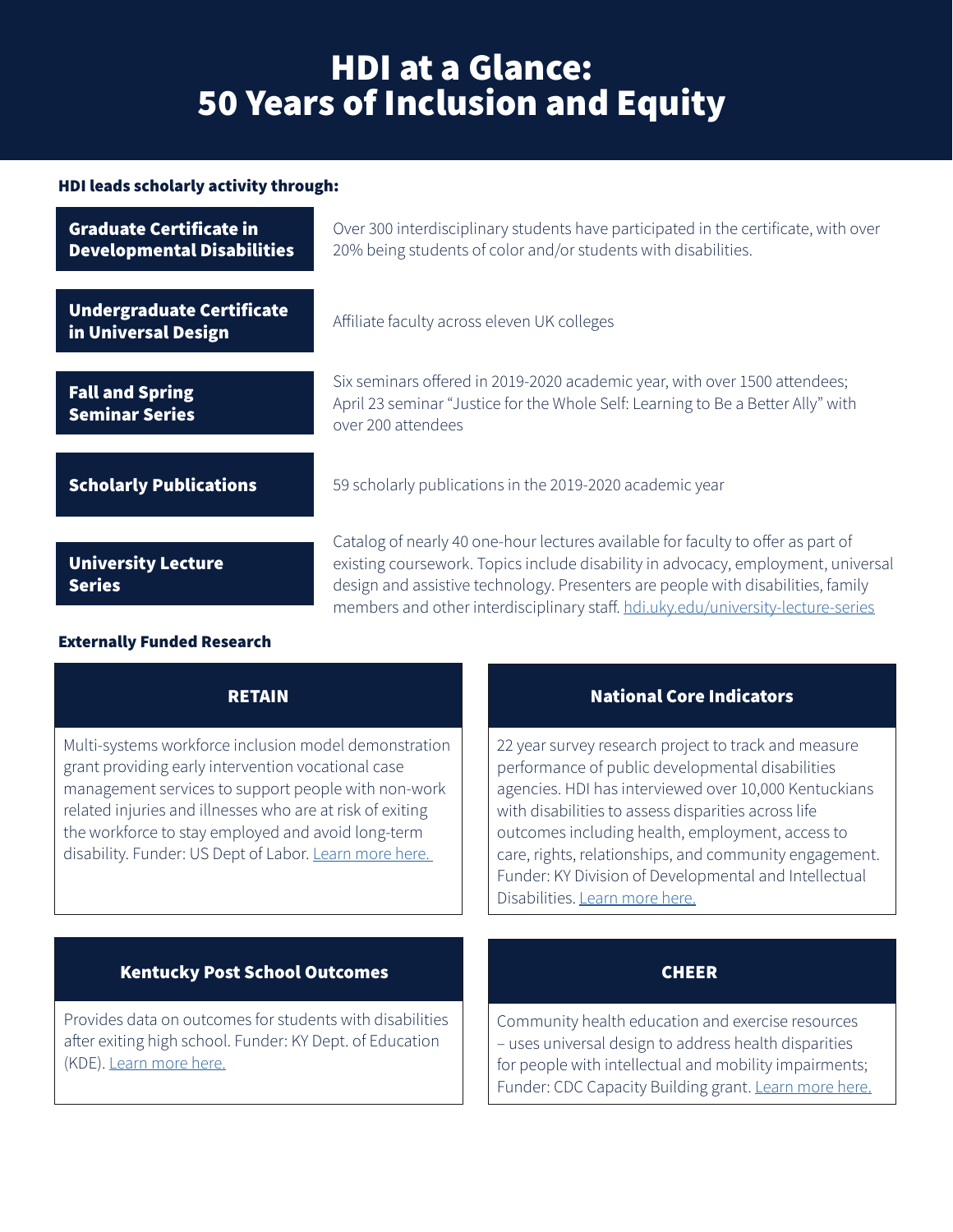# HDI at a Glance: 50 Years of Inclusion and Equity

**HDI leads scholarly activity through:**

| Program | Description |
| --- | --- |
| **Graduate Certificate in Developmental Disabilities** | Over 300 interdisciplinary students have participated in the certificate, with over 20% being students of color and/or students with disabilities. |
| **Undergraduate Certificate in Universal Design** | Affiliate faculty across eleven UK colleges |
| **Fall and Spring Seminar Series** | Six seminars offered in 2019-2020 academic year, with over 1500 attendees; April 23 seminar "Justice for the Whole Self: Learning to Be a Better Ally" with over 200 attendees |
| **Scholarly Publications** | 59 scholarly publications in the 2019-2020 academic year |
| **University Lecture Series** | Catalog of nearly 40 one-hour lectures available for faculty to offer as part of existing coursework. Topics include disability in advocacy, employment, universal design and assistive technology. Presenters are people with disabilities, family members and other interdisciplinary staff. hdi.uky.edu/university-lecture-series |

**Externally Funded Research**

### RETAIN

Multi-systems workforce inclusion model demonstration grant providing early intervention vocational case management services to support people with non-work related injuries and illnesses who are at risk of exiting the workforce to stay employed and avoid long-term disability. Funder: US Dept of Labor. Learn more here.

### National Core Indicators

22 year survey research project to track and measure performance of public developmental disabilities agencies. HDI has interviewed over 10,000 Kentuckians with disabilities to assess disparities across life outcomes including health, employment, access to care, rights, relationships, and community engagement. Funder: KY Division of Developmental and Intellectual Disabilities. Learn more here.

### Kentucky Post School Outcomes

Provides data on outcomes for students with disabilities after exiting high school. Funder: KY Dept. of Education (KDE). Learn more here.

### CHEER

Community health education and exercise resources – uses universal design to address health disparities for people with intellectual and mobility impairments; Funder: CDC Capacity Building grant. Learn more here.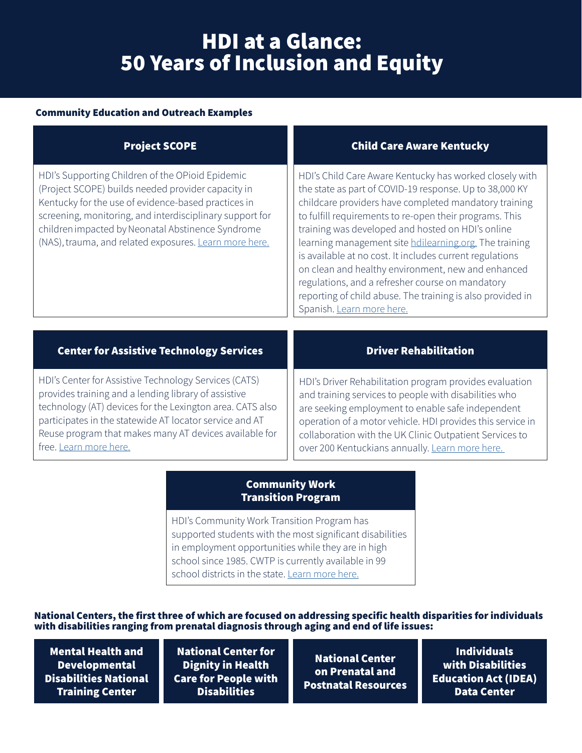# HDI at a Glance: 50 Years of Inclusion and Equity

**Community Education and Outreach Examples**

### Project SCOPE

HDI's Supporting Children of the OPioid Epidemic (Project SCOPE) builds needed provider capacity in Kentucky for the use of evidence-based practices in screening, monitoring, and interdisciplinary support for children impacted by Neonatal Abstinence Syndrome (NAS), trauma, and related exposures. Learn more here.

### Child Care Aware Kentucky

HDI's Child Care Aware Kentucky has worked closely with the state as part of COVID-19 response. Up to 38,000 KY childcare providers have completed mandatory training to fulfill requirements to re-open their programs. This training was developed and hosted on HDI's online learning management site hdilearning.org. The training is available at no cost. It includes current regulations on clean and healthy environment, new and enhanced regulations, and a refresher course on mandatory reporting of child abuse. The training is also provided in Spanish. Learn more here.

### Center for Assistive Technology Services

HDI's Center for Assistive Technology Services (CATS) provides training and a lending library of assistive technology (AT) devices for the Lexington area. CATS also participates in the statewide AT locator service and AT Reuse program that makes many AT devices available for free. Learn more here.

### Driver Rehabilitation

HDI's Driver Rehabilitation program provides evaluation and training services to people with disabilities who are seeking employment to enable safe independent operation of a motor vehicle. HDI provides this service in collaboration with the UK Clinic Outpatient Services to over 200 Kentuckians annually. Learn more here.

### Community Work Transition Program

HDI's Community Work Transition Program has supported students with the most significant disabilities in employment opportunities while they are in high school since 1985. CWTP is currently available in 99 school districts in the state. Learn more here.

**National Centers, the first three of which are focused on addressing specific health disparities for individuals with disabilities ranging from prenatal diagnosis through aging and end of life issues:**

- **Mental Health and Developmental Disabilities National Training Center**
- **National Center for Dignity in Health Care for People with Disabilities**
- **National Center on Prenatal and Postnatal Resources**
- **Individuals with Disabilities Education Act (IDEA) Data Center**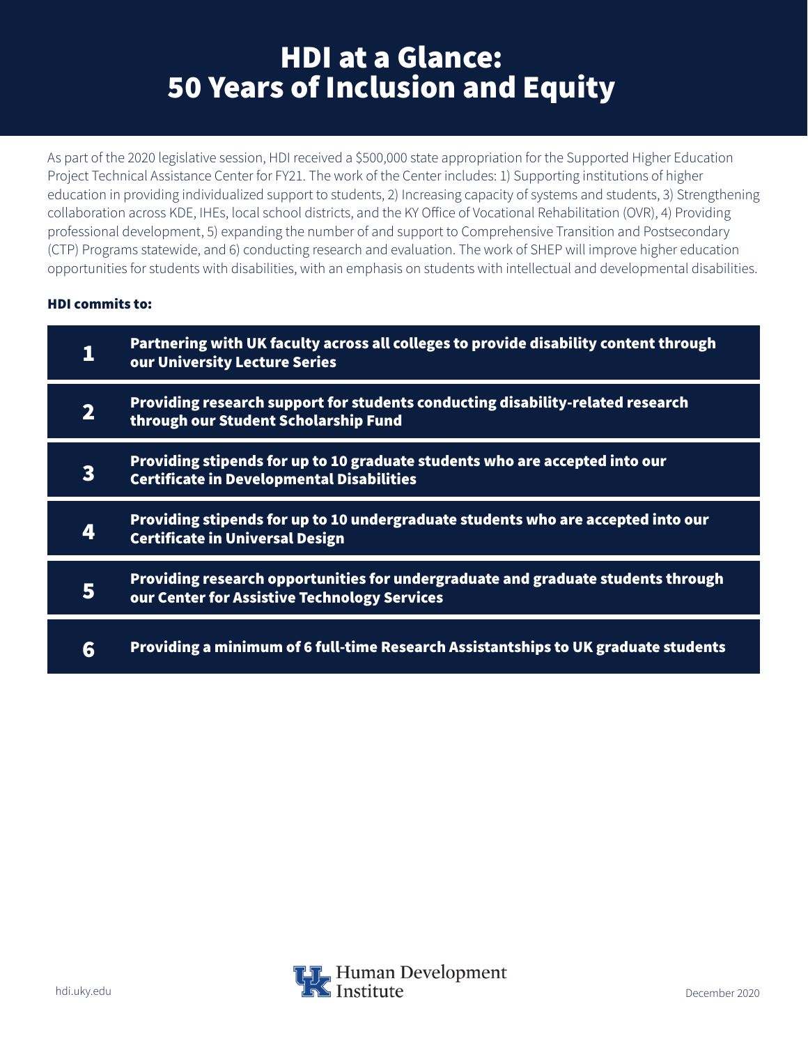# HDI at a Glance: 50 Years of Inclusion and Equity

As part of the 2020 legislative session, HDI received a $500,000 state appropriation for the Supported Higher Education Project Technical Assistance Center for FY21. The work of the Center includes: 1) Supporting institutions of higher education in providing individualized support to students, 2) Increasing capacity of systems and students, 3) Strengthening collaboration across KDE, IHEs, local school districts, and the KY Office of Vocational Rehabilitation (OVR), 4) Providing professional development, 5) expanding the number of and support to Comprehensive Transition and Postsecondary (CTP) Programs statewide, and 6) conducting research and evaluation. The work of SHEP will improve higher education opportunities for students with disabilities, with an emphasis on students with intellectual and developmental disabilities.

**HDI commits to:**

1. **Partnering with UK faculty across all colleges to provide disability content through our University Lecture Series**
2. **Providing research support for students conducting disability-related research through our Student Scholarship Fund**
3. **Providing stipends for up to 10 graduate students who are accepted into our Certificate in Developmental Disabilities**
4. **Providing stipends for up to 10 undergraduate students who are accepted into our Certificate in Universal Design**
5. **Providing research opportunities for undergraduate and graduate students through our Center for Assistive Technology Services**
6. **Providing a minimum of 6 full-time Research Assistantships to UK graduate students**

hdi.uky.edu

Human Development Institute

December 2020